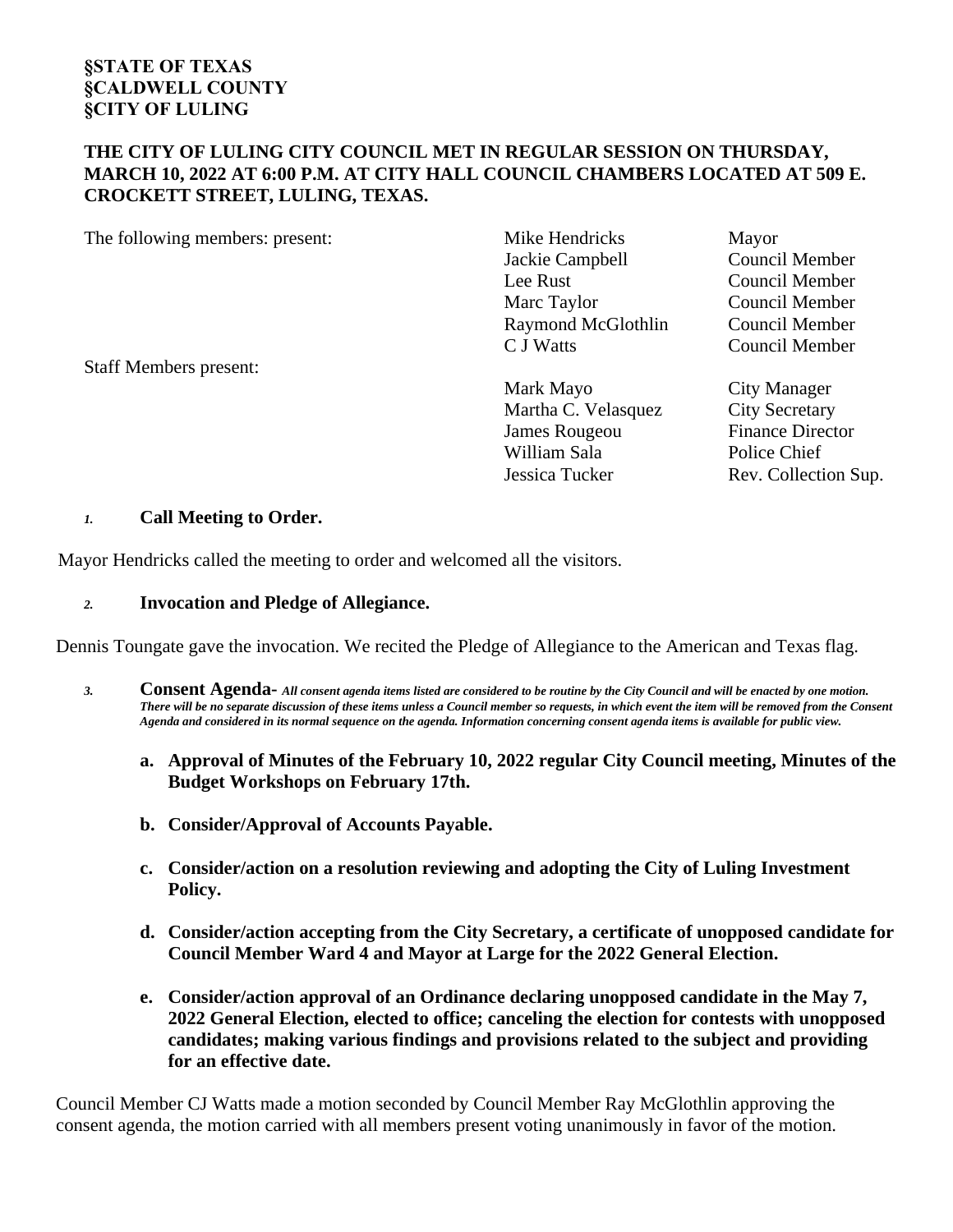**§STATE OF TEXAS**
**§CALDWELL COUNTY**
**§CITY OF LULING**

**THE CITY OF LULING CITY COUNCIL MET IN REGULAR SESSION ON THURSDAY, MARCH 10, 2022 AT 6:00 P.M. AT CITY HALL COUNCIL CHAMBERS LOCATED AT 509 E. CROCKETT STREET, LULING, TEXAS.**

| | | |
|---|---|---|
| The following members: present: | Mike Hendricks | Mayor |
| | Jackie Campbell | Council Member |
| | Lee Rust | Council Member |
| | Marc Taylor | Council Member |
| | Raymond McGlothlin | Council Member |
| | C J Watts | Council Member |
| Staff Members present: | | |
| | Mark Mayo | City Manager |
| | Martha C. Velasquez | City Secretary |
| | James Rougeou | Finance Director |
| | William Sala | Police Chief |
| | Jessica Tucker | Rev. Collection Sup. |

*1.* **Call Meeting to Order.**

Mayor Hendricks called the meeting to order and welcomed all the visitors.

*2.* **Invocation and Pledge of Allegiance.**

Dennis Toungate gave the invocation. We recited the Pledge of Allegiance to the American and Texas flag.

*3.* **Consent Agenda-** ***All consent agenda items listed are considered to be routine by the City Council and will be enacted by one motion. There will be no separate discussion of these items unless a Council member so requests, in which event the item will be removed from the Consent Agenda and considered in its normal sequence on the agenda. Information concerning consent agenda items is available for public view.***

**a. Approval of Minutes of the February 10, 2022 regular City Council meeting, Minutes of the Budget Workshops on February 17th.**

**b. Consider/Approval of Accounts Payable.**

**c. Consider/action on a resolution reviewing and adopting the City of Luling Investment Policy.**

**d. Consider/action accepting from the City Secretary, a certificate of unopposed candidate for Council Member Ward 4 and Mayor at Large for the 2022 General Election.**

**e. Consider/action approval of an Ordinance declaring unopposed candidate in the May 7, 2022 General Election, elected to office; canceling the election for contests with unopposed candidates; making various findings and provisions related to the subject and providing for an effective date.**

Council Member CJ Watts made a motion seconded by Council Member Ray McGlothlin approving the consent agenda, the motion carried with all members present voting unanimously in favor of the motion.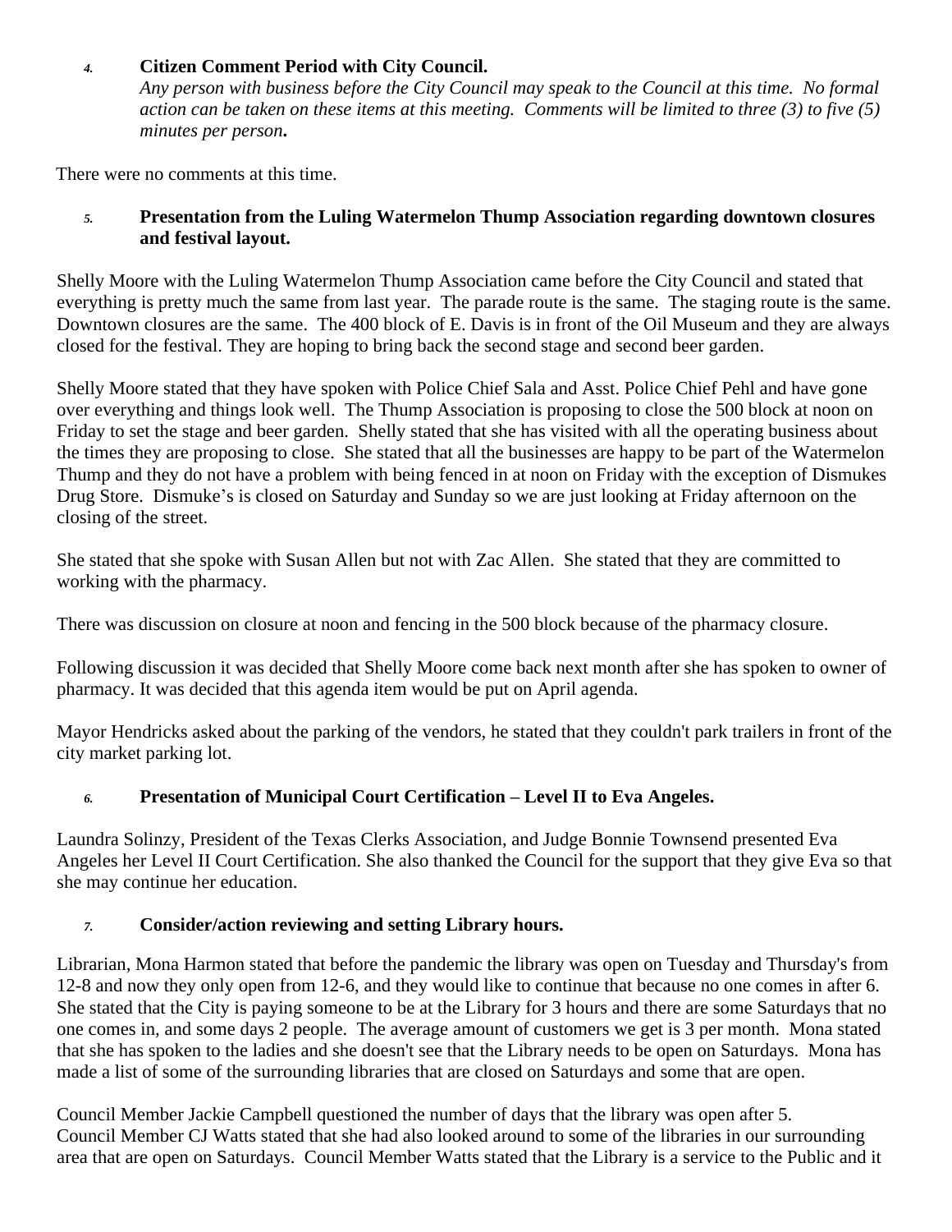*4.* **Citizen Comment Period with City Council.**
*Any person with business before the City Council may speak to the Council at this time. No formal action can be taken on these items at this meeting. Comments will be limited to three (3) to five (5) minutes per person***.**

There were no comments at this time.

*5.* **Presentation from the Luling Watermelon Thump Association regarding downtown closures and festival layout.**

Shelly Moore with the Luling Watermelon Thump Association came before the City Council and stated that everything is pretty much the same from last year. The parade route is the same. The staging route is the same. Downtown closures are the same. The 400 block of E. Davis is in front of the Oil Museum and they are always closed for the festival. They are hoping to bring back the second stage and second beer garden.

Shelly Moore stated that they have spoken with Police Chief Sala and Asst. Police Chief Pehl and have gone over everything and things look well. The Thump Association is proposing to close the 500 block at noon on Friday to set the stage and beer garden. Shelly stated that she has visited with all the operating business about the times they are proposing to close. She stated that all the businesses are happy to be part of the Watermelon Thump and they do not have a problem with being fenced in at noon on Friday with the exception of Dismukes Drug Store. Dismuke's is closed on Saturday and Sunday so we are just looking at Friday afternoon on the closing of the street.

She stated that she spoke with Susan Allen but not with Zac Allen. She stated that they are committed to working with the pharmacy.

There was discussion on closure at noon and fencing in the 500 block because of the pharmacy closure.

Following discussion it was decided that Shelly Moore come back next month after she has spoken to owner of pharmacy. It was decided that this agenda item would be put on April agenda.

Mayor Hendricks asked about the parking of the vendors, he stated that they couldn't park trailers in front of the city market parking lot.

*6.* **Presentation of Municipal Court Certification – Level II to Eva Angeles.**

Laundra Solinzy, President of the Texas Clerks Association, and Judge Bonnie Townsend presented Eva Angeles her Level II Court Certification. She also thanked the Council for the support that they give Eva so that she may continue her education.

*7.* **Consider/action reviewing and setting Library hours.**

Librarian, Mona Harmon stated that before the pandemic the library was open on Tuesday and Thursday's from 12-8 and now they only open from 12-6, and they would like to continue that because no one comes in after 6. She stated that the City is paying someone to be at the Library for 3 hours and there are some Saturdays that no one comes in, and some days 2 people. The average amount of customers we get is 3 per month. Mona stated that she has spoken to the ladies and she doesn't see that the Library needs to be open on Saturdays. Mona has made a list of some of the surrounding libraries that are closed on Saturdays and some that are open.

Council Member Jackie Campbell questioned the number of days that the library was open after 5.
Council Member CJ Watts stated that she had also looked around to some of the libraries in our surrounding area that are open on Saturdays. Council Member Watts stated that the Library is a service to the Public and it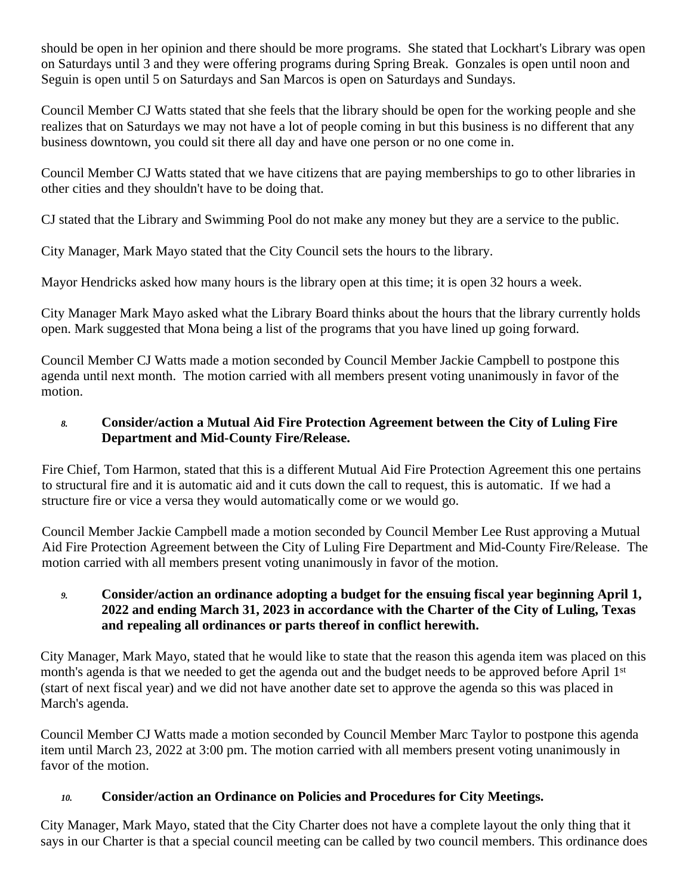should be open in her opinion and there should be more programs. She stated that Lockhart's Library was open on Saturdays until 3 and they were offering programs during Spring Break. Gonzales is open until noon and Seguin is open until 5 on Saturdays and San Marcos is open on Saturdays and Sundays.

Council Member CJ Watts stated that she feels that the library should be open for the working people and she realizes that on Saturdays we may not have a lot of people coming in but this business is no different that any business downtown, you could sit there all day and have one person or no one come in.

Council Member CJ Watts stated that we have citizens that are paying memberships to go to other libraries in other cities and they shouldn't have to be doing that.

CJ stated that the Library and Swimming Pool do not make any money but they are a service to the public.

City Manager, Mark Mayo stated that the City Council sets the hours to the library.

Mayor Hendricks asked how many hours is the library open at this time; it is open 32 hours a week.

City Manager Mark Mayo asked what the Library Board thinks about the hours that the library currently holds open. Mark suggested that Mona being a list of the programs that you have lined up going forward.

Council Member CJ Watts made a motion seconded by Council Member Jackie Campbell to postpone this agenda until next month. The motion carried with all members present voting unanimously in favor of the motion.

8. **Consider/action a Mutual Aid Fire Protection Agreement between the City of Luling Fire Department and Mid-County Fire/Release.**

Fire Chief, Tom Harmon, stated that this is a different Mutual Aid Fire Protection Agreement this one pertains to structural fire and it is automatic aid and it cuts down the call to request, this is automatic. If we had a structure fire or vice a versa they would automatically come or we would go.

Council Member Jackie Campbell made a motion seconded by Council Member Lee Rust approving a Mutual Aid Fire Protection Agreement between the City of Luling Fire Department and Mid-County Fire/Release. The motion carried with all members present voting unanimously in favor of the motion.

9. **Consider/action an ordinance adopting a budget for the ensuing fiscal year beginning April 1, 2022 and ending March 31, 2023 in accordance with the Charter of the City of Luling, Texas and repealing all ordinances or parts thereof in conflict herewith.**

City Manager, Mark Mayo, stated that he would like to state that the reason this agenda item was placed on this month's agenda is that we needed to get the agenda out and the budget needs to be approved before April 1st (start of next fiscal year) and we did not have another date set to approve the agenda so this was placed in March's agenda.

Council Member CJ Watts made a motion seconded by Council Member Marc Taylor to postpone this agenda item until March 23, 2022 at 3:00 pm. The motion carried with all members present voting unanimously in favor of the motion.

10. **Consider/action an Ordinance on Policies and Procedures for City Meetings.**

City Manager, Mark Mayo, stated that the City Charter does not have a complete layout the only thing that it says in our Charter is that a special council meeting can be called by two council members. This ordinance does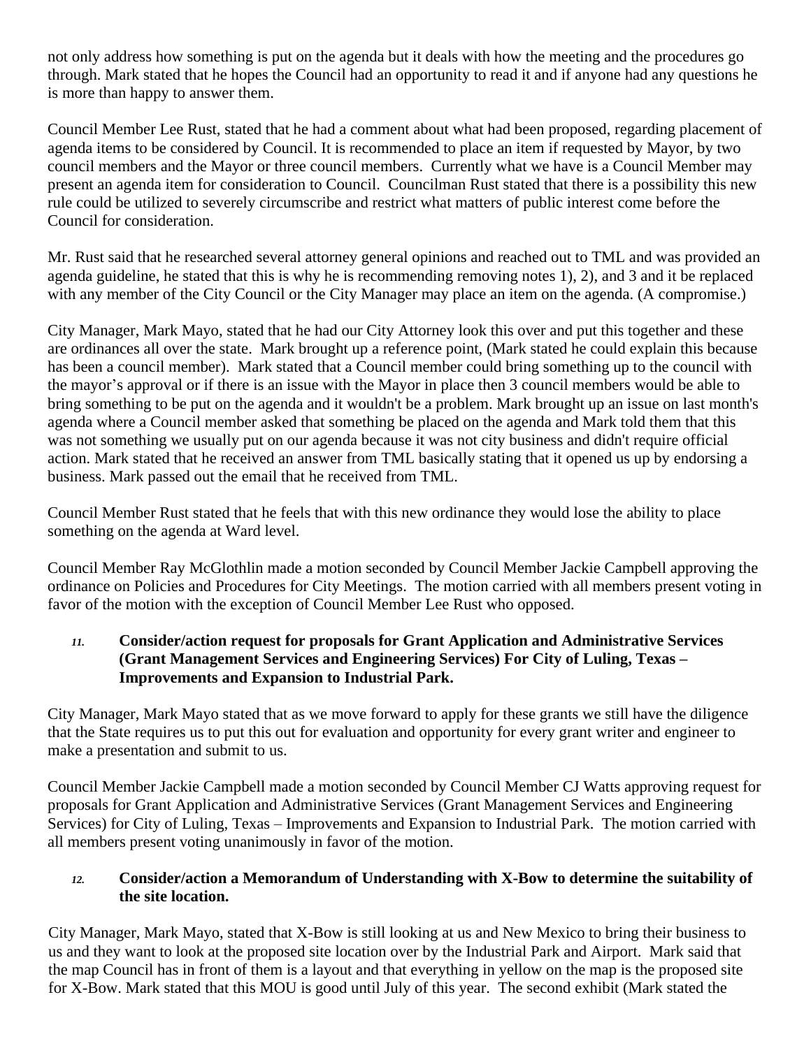not only address how something is put on the agenda but it deals with how the meeting and the procedures go through. Mark stated that he hopes the Council had an opportunity to read it and if anyone had any questions he is more than happy to answer them.

Council Member Lee Rust, stated that he had a comment about what had been proposed, regarding placement of agenda items to be considered by Council. It is recommended to place an item if requested by Mayor, by two council members and the Mayor or three council members. Currently what we have is a Council Member may present an agenda item for consideration to Council. Councilman Rust stated that there is a possibility this new rule could be utilized to severely circumscribe and restrict what matters of public interest come before the Council for consideration.

Mr. Rust said that he researched several attorney general opinions and reached out to TML and was provided an agenda guideline, he stated that this is why he is recommending removing notes 1), 2), and 3 and it be replaced with any member of the City Council or the City Manager may place an item on the agenda. (A compromise.)

City Manager, Mark Mayo, stated that he had our City Attorney look this over and put this together and these are ordinances all over the state. Mark brought up a reference point, (Mark stated he could explain this because has been a council member). Mark stated that a Council member could bring something up to the council with the mayor's approval or if there is an issue with the Mayor in place then 3 council members would be able to bring something to be put on the agenda and it wouldn't be a problem. Mark brought up an issue on last month's agenda where a Council member asked that something be placed on the agenda and Mark told them that this was not something we usually put on our agenda because it was not city business and didn't require official action. Mark stated that he received an answer from TML basically stating that it opened us up by endorsing a business. Mark passed out the email that he received from TML.

Council Member Rust stated that he feels that with this new ordinance they would lose the ability to place something on the agenda at Ward level.

Council Member Ray McGlothlin made a motion seconded by Council Member Jackie Campbell approving the ordinance on Policies and Procedures for City Meetings. The motion carried with all members present voting in favor of the motion with the exception of Council Member Lee Rust who opposed.

*11.* **Consider/action request for proposals for Grant Application and Administrative Services (Grant Management Services and Engineering Services) For City of Luling, Texas – Improvements and Expansion to Industrial Park.**

City Manager, Mark Mayo stated that as we move forward to apply for these grants we still have the diligence that the State requires us to put this out for evaluation and opportunity for every grant writer and engineer to make a presentation and submit to us.

Council Member Jackie Campbell made a motion seconded by Council Member CJ Watts approving request for proposals for Grant Application and Administrative Services (Grant Management Services and Engineering Services) for City of Luling, Texas – Improvements and Expansion to Industrial Park. The motion carried with all members present voting unanimously in favor of the motion.

*12.* **Consider/action a Memorandum of Understanding with X-Bow to determine the suitability of the site location.**

City Manager, Mark Mayo, stated that X-Bow is still looking at us and New Mexico to bring their business to us and they want to look at the proposed site location over by the Industrial Park and Airport. Mark said that the map Council has in front of them is a layout and that everything in yellow on the map is the proposed site for X-Bow. Mark stated that this MOU is good until July of this year. The second exhibit (Mark stated the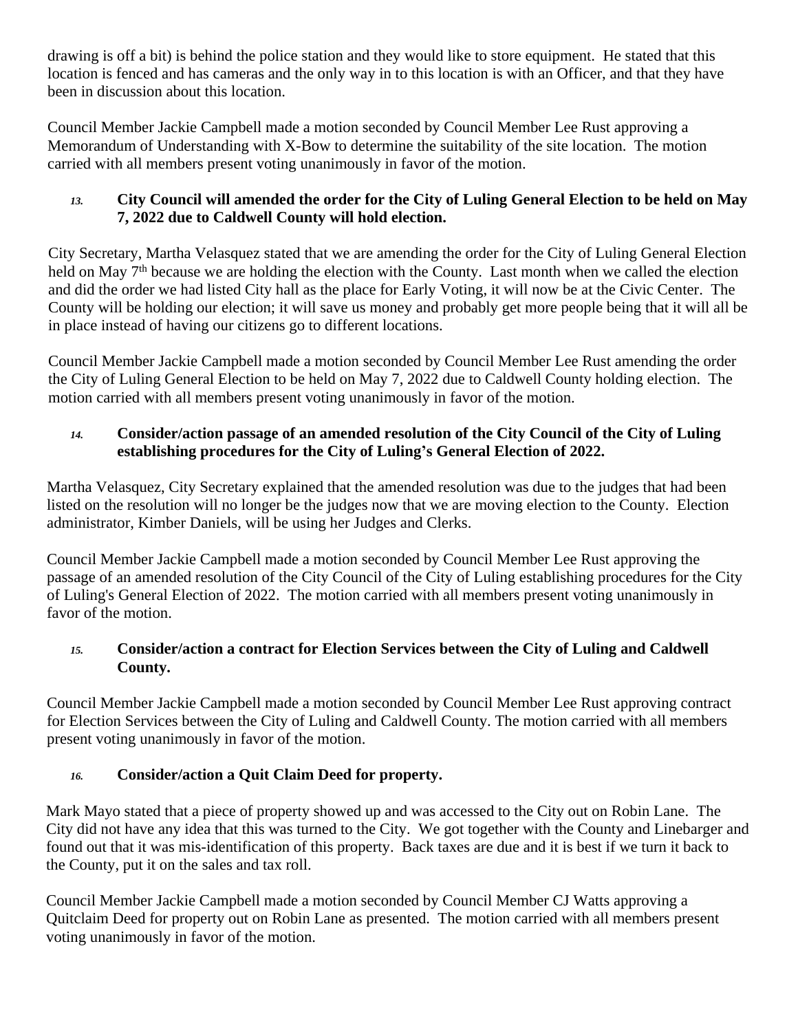drawing is off a bit) is behind the police station and they would like to store equipment. He stated that this location is fenced and has cameras and the only way in to this location is with an Officer, and that they have been in discussion about this location.

Council Member Jackie Campbell made a motion seconded by Council Member Lee Rust approving a Memorandum of Understanding with X-Bow to determine the suitability of the site location. The motion carried with all members present voting unanimously in favor of the motion.

*13.* **City Council will amended the order for the City of Luling General Election to be held on May 7, 2022 due to Caldwell County will hold election.**

City Secretary, Martha Velasquez stated that we are amending the order for the City of Luling General Election held on May 7th because we are holding the election with the County. Last month when we called the election and did the order we had listed City hall as the place for Early Voting, it will now be at the Civic Center. The County will be holding our election; it will save us money and probably get more people being that it will all be in place instead of having our citizens go to different locations.

Council Member Jackie Campbell made a motion seconded by Council Member Lee Rust amending the order the City of Luling General Election to be held on May 7, 2022 due to Caldwell County holding election. The motion carried with all members present voting unanimously in favor of the motion.

*14.* **Consider/action passage of an amended resolution of the City Council of the City of Luling establishing procedures for the City of Luling's General Election of 2022.**

Martha Velasquez, City Secretary explained that the amended resolution was due to the judges that had been listed on the resolution will no longer be the judges now that we are moving election to the County. Election administrator, Kimber Daniels, will be using her Judges and Clerks.

Council Member Jackie Campbell made a motion seconded by Council Member Lee Rust approving the passage of an amended resolution of the City Council of the City of Luling establishing procedures for the City of Luling's General Election of 2022. The motion carried with all members present voting unanimously in favor of the motion.

*15.* **Consider/action a contract for Election Services between the City of Luling and Caldwell County.**

Council Member Jackie Campbell made a motion seconded by Council Member Lee Rust approving contract for Election Services between the City of Luling and Caldwell County. The motion carried with all members present voting unanimously in favor of the motion.

*16.* **Consider/action a Quit Claim Deed for property.**

Mark Mayo stated that a piece of property showed up and was accessed to the City out on Robin Lane. The City did not have any idea that this was turned to the City. We got together with the County and Linebarger and found out that it was mis-identification of this property. Back taxes are due and it is best if we turn it back to the County, put it on the sales and tax roll.

Council Member Jackie Campbell made a motion seconded by Council Member CJ Watts approving a Quitclaim Deed for property out on Robin Lane as presented. The motion carried with all members present voting unanimously in favor of the motion.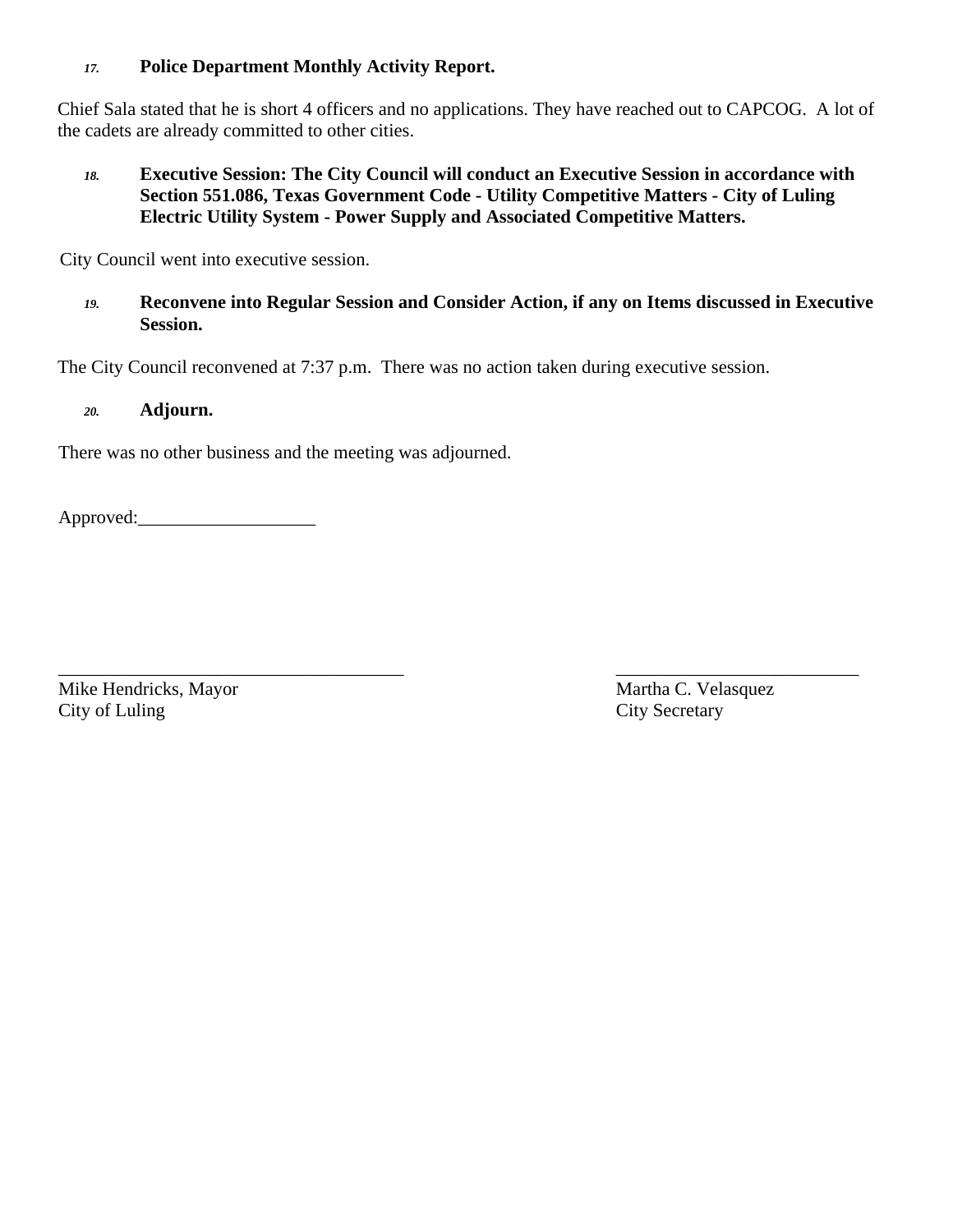17. **Police Department Monthly Activity Report.**

Chief Sala stated that he is short 4 officers and no applications. They have reached out to CAPCOG. A lot of the cadets are already committed to other cities.

18. **Executive Session: The City Council will conduct an Executive Session in accordance with Section 551.086, Texas Government Code - Utility Competitive Matters - City of Luling Electric Utility System - Power Supply and Associated Competitive Matters.**

City Council went into executive session.

19. **Reconvene into Regular Session and Consider Action, if any on Items discussed in Executive Session.**

The City Council reconvened at 7:37 p.m. There was no action taken during executive session.

20. **Adjourn.**

There was no other business and the meeting was adjourned.

Approved:___________________

_______________________________________
Mike Hendricks, Mayor
City of Luling

___________________________
Martha C. Velasquez
City Secretary